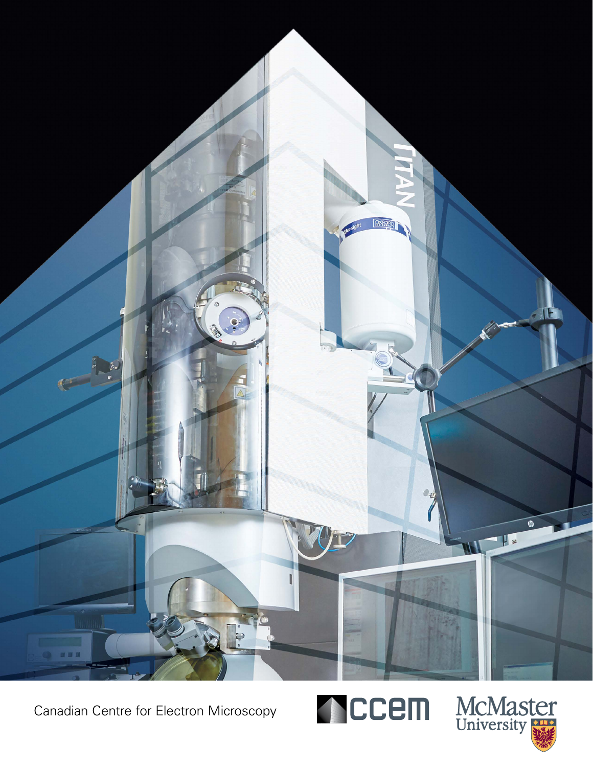Canadian Centre for Electron Microscopy

CCEM

McMaster University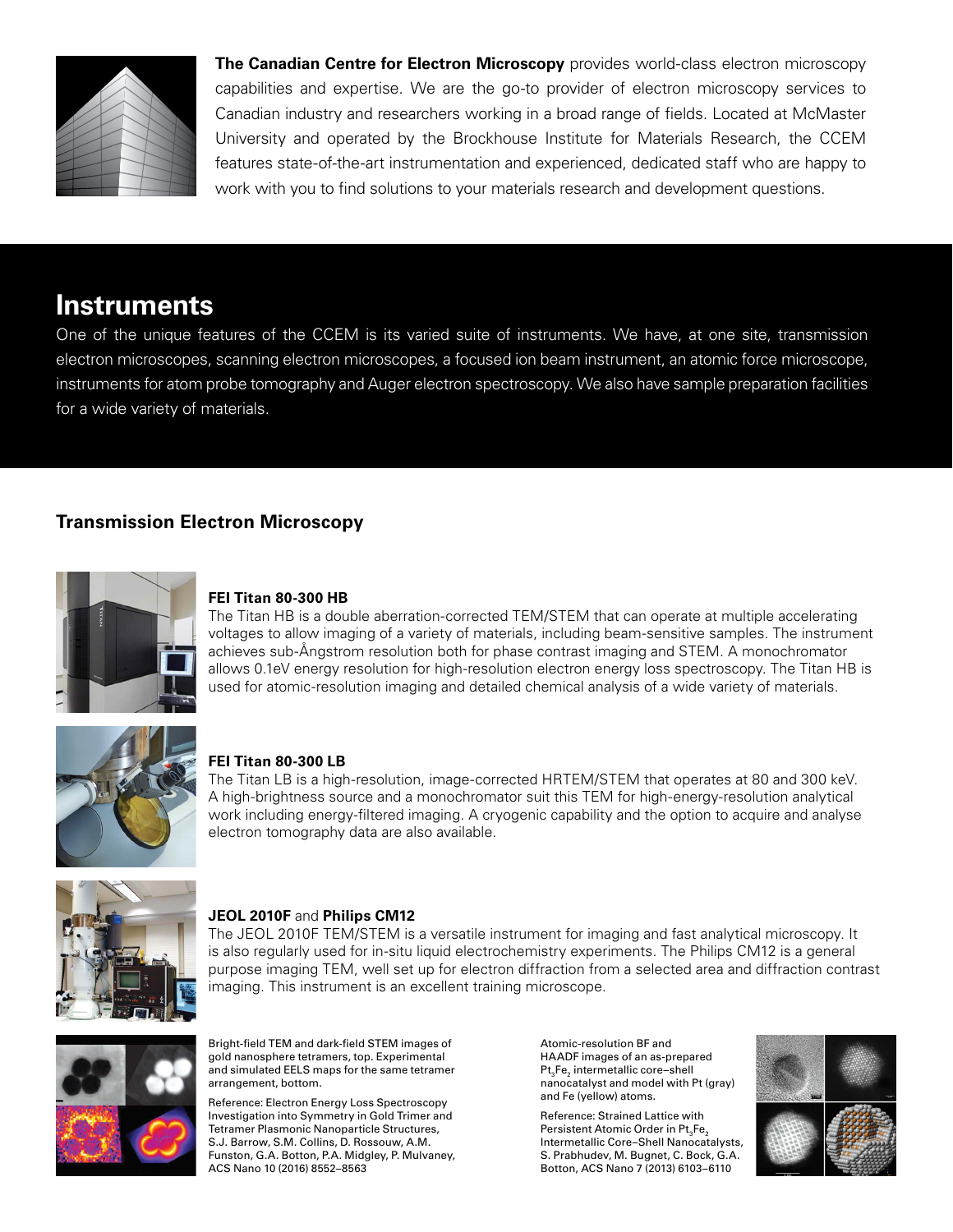**The Canadian Centre for Electron Microscopy** provides world-class electron microscopy capabilities and expertise. We are the go-to provider of electron microscopy services to Canadian industry and researchers working in a broad range of fields. Located at McMaster University and operated by the Brockhouse Institute for Materials Research, the CCEM features state-of-the-art instrumentation and experienced, dedicated staff who are happy to work with you to find solutions to your materials research and development questions.

# Instruments

One of the unique features of the CCEM is its varied suite of instruments. We have, at one site, transmission electron microscopes, scanning electron microscopes, a focused ion beam instrument, an atomic force microscope, instruments for atom probe tomography and Auger electron spectroscopy. We also have sample preparation facilities for a wide variety of materials.

## Transmission Electron Microscopy

**FEI Titan 80-300 HB**

The Titan HB is a double aberration-corrected TEM/STEM that can operate at multiple accelerating voltages to allow imaging of a variety of materials, including beam-sensitive samples. The instrument achieves sub-Ångstrom resolution both for phase contrast imaging and STEM. A monochromator allows 0.1eV energy resolution for high-resolution electron energy loss spectroscopy. The Titan HB is used for atomic-resolution imaging and detailed chemical analysis of a wide variety of materials.

**FEI Titan 80-300 LB**

The Titan LB is a high-resolution, image-corrected HRTEM/STEM that operates at 80 and 300 keV. A high-brightness source and a monochromator suit this TEM for high-energy-resolution analytical work including energy-filtered imaging. A cryogenic capability and the option to acquire and analyse electron tomography data are also available.

**JEOL 2010F** and **Philips CM12**

The JEOL 2010F TEM/STEM is a versatile instrument for imaging and fast analytical microscopy. It is also regularly used for in-situ liquid electrochemistry experiments. The Philips CM12 is a general purpose imaging TEM, well set up for electron diffraction from a selected area and diffraction contrast imaging. This instrument is an excellent training microscope.

Bright-field TEM and dark-field STEM images of gold nanosphere tetramers, top. Experimental and simulated EELS maps for the same tetramer arrangement, bottom.

Reference: Electron Energy Loss Spectroscopy Investigation into Symmetry in Gold Trimer and Tetramer Plasmonic Nanoparticle Structures, S.J. Barrow, S.M. Collins, D. Rossouw, A.M. Funston, G.A. Botton, P.A. Midgley, P. Mulvaney, ACS Nano 10 (2016) 8552–8563

Atomic-resolution BF and HAADF images of an as-prepared $Pt_3Fe_2$ intermetallic core–shell nanocatalyst and model with Pt (gray) and Fe (yellow) atoms.

Reference: Strained Lattice with Persistent Atomic Order in $Pt_3Fe_2$ Intermetallic Core–Shell Nanocatalysts, S. Prabhudev, M. Bugnet, C. Bock, G.A. Botton, ACS Nano 7 (2013) 6103–6110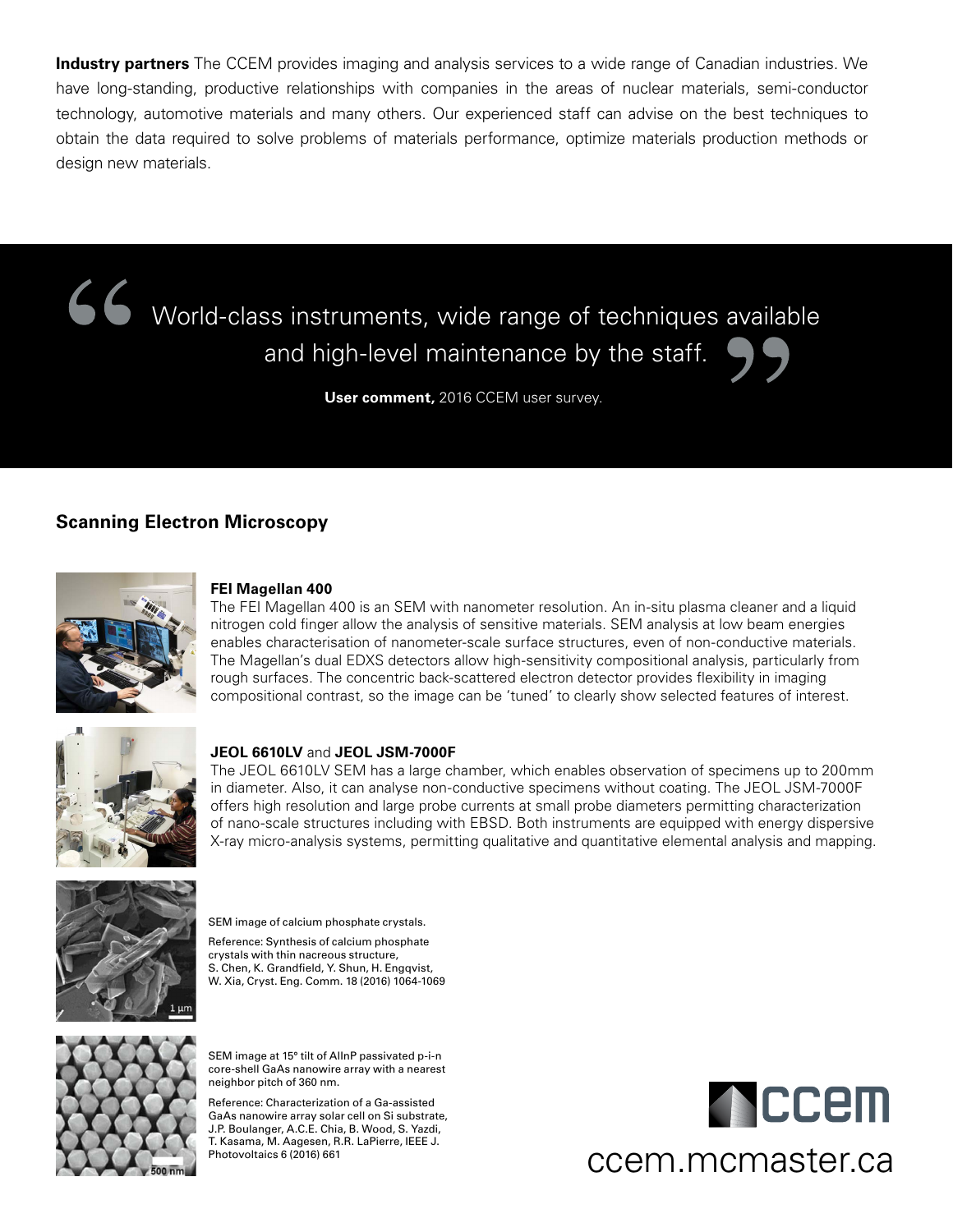**Industry partners** The CCEM provides imaging and analysis services to a wide range of Canadian industries. We have long-standing, productive relationships with companies in the areas of nuclear materials, semi-conductor technology, automotive materials and many others. Our experienced staff can advise on the best techniques to obtain the data required to solve problems of materials performance, optimize materials production methods or design new materials.

> World-class instruments, wide range of techniques available and high-level maintenance by the staff.
>
> **User comment,** 2016 CCEM user survey.

## Scanning Electron Microscopy

**FEI Magellan 400**
The FEI Magellan 400 is an SEM with nanometer resolution. An in-situ plasma cleaner and a liquid nitrogen cold finger allow the analysis of sensitive materials. SEM analysis at low beam energies enables characterisation of nanometer-scale surface structures, even of non-conductive materials. The Magellan's dual EDXS detectors allow high-sensitivity compositional analysis, particularly from rough surfaces. The concentric back-scattered electron detector provides flexibility in imaging compositional contrast, so the image can be 'tuned' to clearly show selected features of interest.

**JEOL 6610LV** and **JEOL JSM-7000F**
The JEOL 6610LV SEM has a large chamber, which enables observation of specimens up to 200mm in diameter. Also, it can analyse non-conductive specimens without coating. The JEOL JSM-7000F offers high resolution and large probe currents at small probe diameters permitting characterization of nano-scale structures including with EBSD. Both instruments are equipped with energy dispersive X-ray micro-analysis systems, permitting qualitative and quantitative elemental analysis and mapping.

SEM image of calcium phosphate crystals.

Reference: Synthesis of calcium phosphate crystals with thin nacreous structure, S. Chen, K. Grandfield, Y. Shun, H. Engqvist, W. Xia, Cryst. Eng. Comm. 18 (2016) 1064-1069

SEM image at 15° tilt of AlInP passivated p-i-n core-shell GaAs nanowire array with a nearest neighbor pitch of 360 nm.

Reference: Characterization of a Ga-assisted GaAs nanowire array solar cell on Si substrate, J.P. Boulanger, A.C.E. Chia, B. Wood, S. Yazdi, T. Kasama, M. Aagesen, R.R. LaPierre, IEEE J. Photovoltaics 6 (2016) 661

ccem

ccem.mcmaster.ca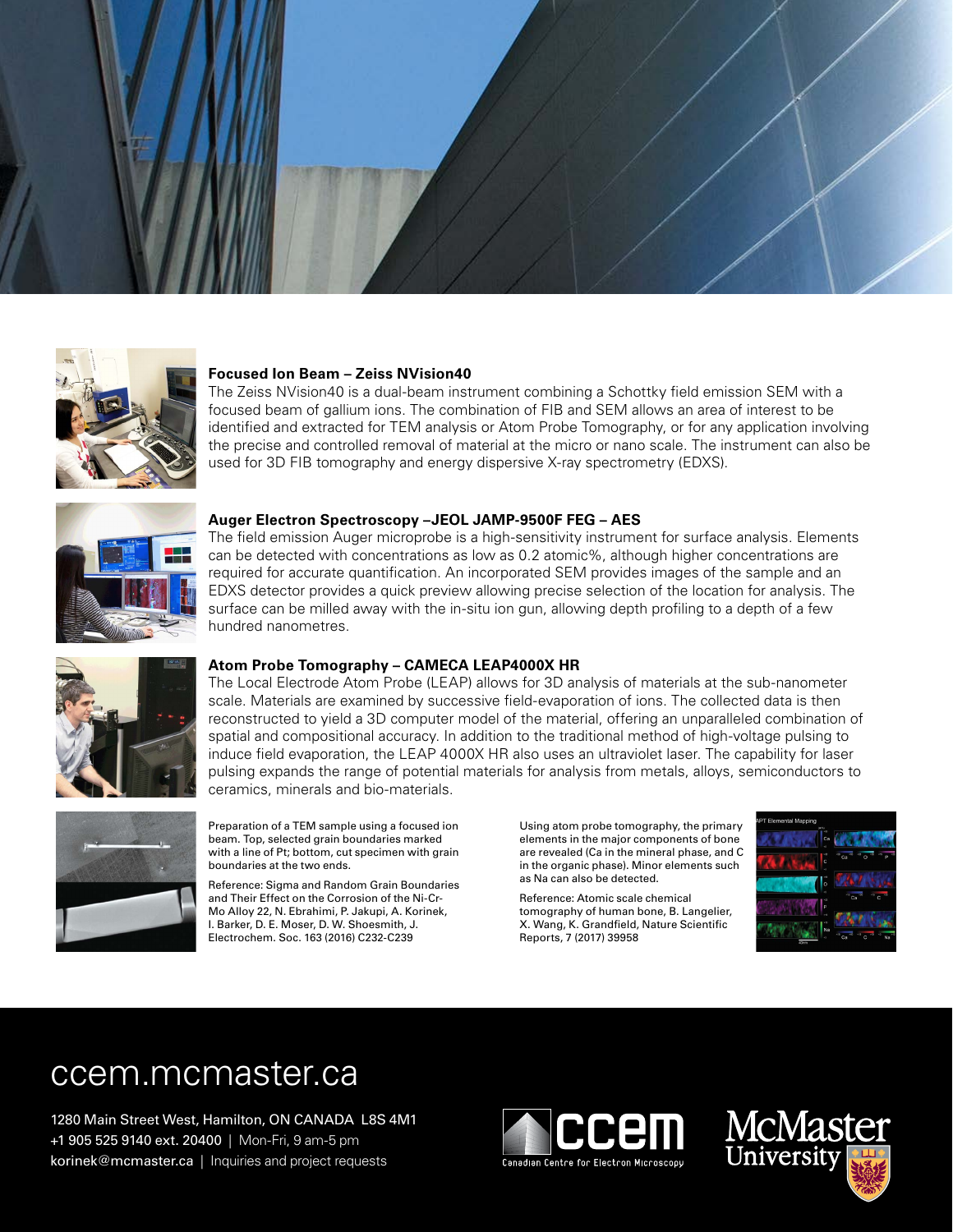### Focused Ion Beam – Zeiss NVision40

The Zeiss NVision40 is a dual-beam instrument combining a Schottky field emission SEM with a focused beam of gallium ions. The combination of FIB and SEM allows an area of interest to be identified and extracted for TEM analysis or Atom Probe Tomography, or for any application involving the precise and controlled removal of material at the micro or nano scale. The instrument can also be used for 3D FIB tomography and energy dispersive X-ray spectrometry (EDXS).

### Auger Electron Spectroscopy –JEOL JAMP-9500F FEG – AES

The field emission Auger microprobe is a high-sensitivity instrument for surface analysis. Elements can be detected with concentrations as low as 0.2 atomic%, although higher concentrations are required for accurate quantification. An incorporated SEM provides images of the sample and an EDXS detector provides a quick preview allowing precise selection of the location for analysis. The surface can be milled away with the in-situ ion gun, allowing depth profiling to a depth of a few hundred nanometres.

### Atom Probe Tomography – CAMECA LEAP4000X HR

The Local Electrode Atom Probe (LEAP) allows for 3D analysis of materials at the sub-nanometer scale. Materials are examined by successive field-evaporation of ions. The collected data is then reconstructed to yield a 3D computer model of the material, offering an unparalleled combination of spatial and compositional accuracy. In addition to the traditional method of high-voltage pulsing to induce field evaporation, the LEAP 4000X HR also uses an ultraviolet laser. The capability for laser pulsing expands the range of potential materials for analysis from metals, alloys, semiconductors to ceramics, minerals and bio-materials.

Preparation of a TEM sample using a focused ion beam. Top, selected grain boundaries marked with a line of Pt; bottom, cut specimen with grain boundaries at the two ends.

Reference: Sigma and Random Grain Boundaries and Their Effect on the Corrosion of the Ni-Cr-Mo Alloy 22, N. Ebrahimi, P. Jakupi, A. Korinek, I. Barker, D. E. Moser, D. W. Shoesmith, J. Electrochem. Soc. 163 (2016) C232-C239

Using atom probe tomography, the primary elements in the major components of bone are revealed (Ca in the mineral phase, and C in the organic phase). Minor elements such as Na can also be detected.

Reference: Atomic scale chemical tomography of human bone, B. Langelier, X. Wang, K. Grandfield, Nature Scientific Reports, 7 (2017) 39958

## ccem.mcmaster.ca

1280 Main Street West, Hamilton, ON CANADA L8S 4M1
+1 905 525 9140 ext. 20400 | Mon-Fri, 9 am-5 pm
korinek@mcmaster.ca | Inquiries and project requests

CCEM Canadian Centre for Electron Microscopy

McMaster University